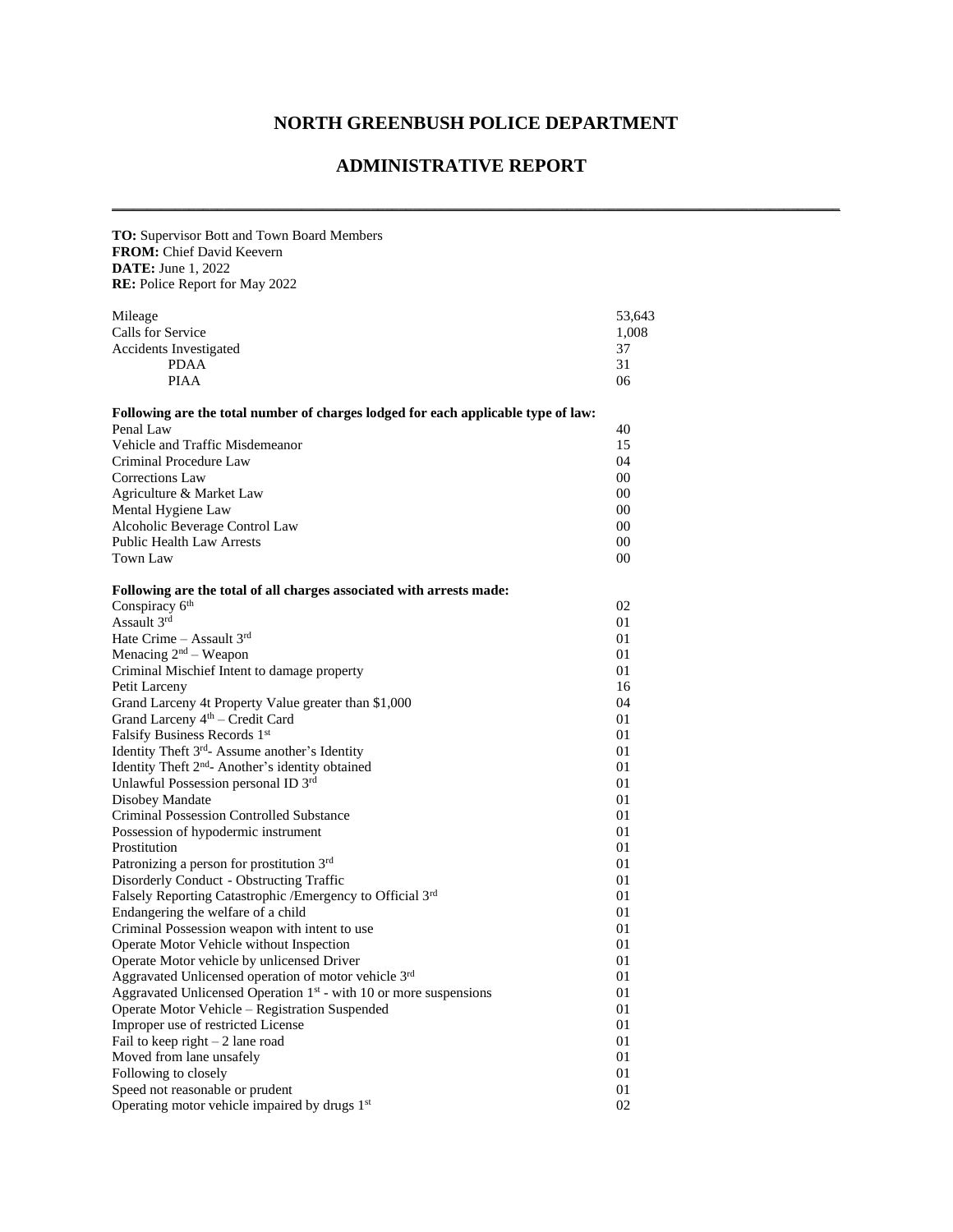# NORTH GREENBUSH POLICE DEPARTMENT

## ADMINISTRATIVE REPORT

---

**TO:** Supervisor Bott and Town Board Members
**FROM:** Chief David Keevern
**DATE:** June 1, 2022
**RE:** Police Report for May 2022

| | |
|---|---|
| Mileage | 53,643 |
| Calls for Service | 1,008 |
| Accidents Investigated | 37 |
| PDAA | 31 |
| PIAA | 06 |

**Following are the total number of charges lodged for each applicable type of law:**

| | |
|---|---|
| Penal Law | 40 |
| Vehicle and Traffic Misdemeanor | 15 |
| Criminal Procedure Law | 04 |
| Corrections Law | 00 |
| Agriculture & Market Law | 00 |
| Mental Hygiene Law | 00 |
| Alcoholic Beverage Control Law | 00 |
| Public Health Law Arrests | 00 |
| Town Law | 00 |

**Following are the total of all charges associated with arrests made:**

| | |
|---|---|
| Conspiracy 6th | 02 |
| Assault 3rd | 01 |
| Hate Crime – Assault 3rd | 01 |
| Menacing 2nd – Weapon | 01 |
| Criminal Mischief Intent to damage property | 01 |
| Petit Larceny | 16 |
| Grand Larceny 4t Property Value greater than $1,000 | 04 |
| Grand Larceny 4th – Credit Card | 01 |
| Falsify Business Records 1st | 01 |
| Identity Theft 3rd- Assume another's Identity | 01 |
| Identity Theft 2nd- Another's identity obtained | 01 |
| Unlawful Possession personal ID 3rd | 01 |
| Disobey Mandate | 01 |
| Criminal Possession Controlled Substance | 01 |
| Possession of hypodermic instrument | 01 |
| Prostitution | 01 |
| Patronizing a person for prostitution 3rd | 01 |
| Disorderly Conduct - Obstructing Traffic | 01 |
| Falsely Reporting Catastrophic /Emergency to Official 3rd | 01 |
| Endangering the welfare of a child | 01 |
| Criminal Possession weapon with intent to use | 01 |
| Operate Motor Vehicle without Inspection | 01 |
| Operate Motor vehicle by unlicensed Driver | 01 |
| Aggravated Unlicensed operation of motor vehicle 3rd | 01 |
| Aggravated Unlicensed Operation 1st - with 10 or more suspensions | 01 |
| Operate Motor Vehicle – Registration Suspended | 01 |
| Improper use of restricted License | 01 |
| Fail to keep right – 2 lane road | 01 |
| Moved from lane unsafely | 01 |
| Following to closely | 01 |
| Speed not reasonable or prudent | 01 |
| Operating motor vehicle impaired by drugs 1st | 02 |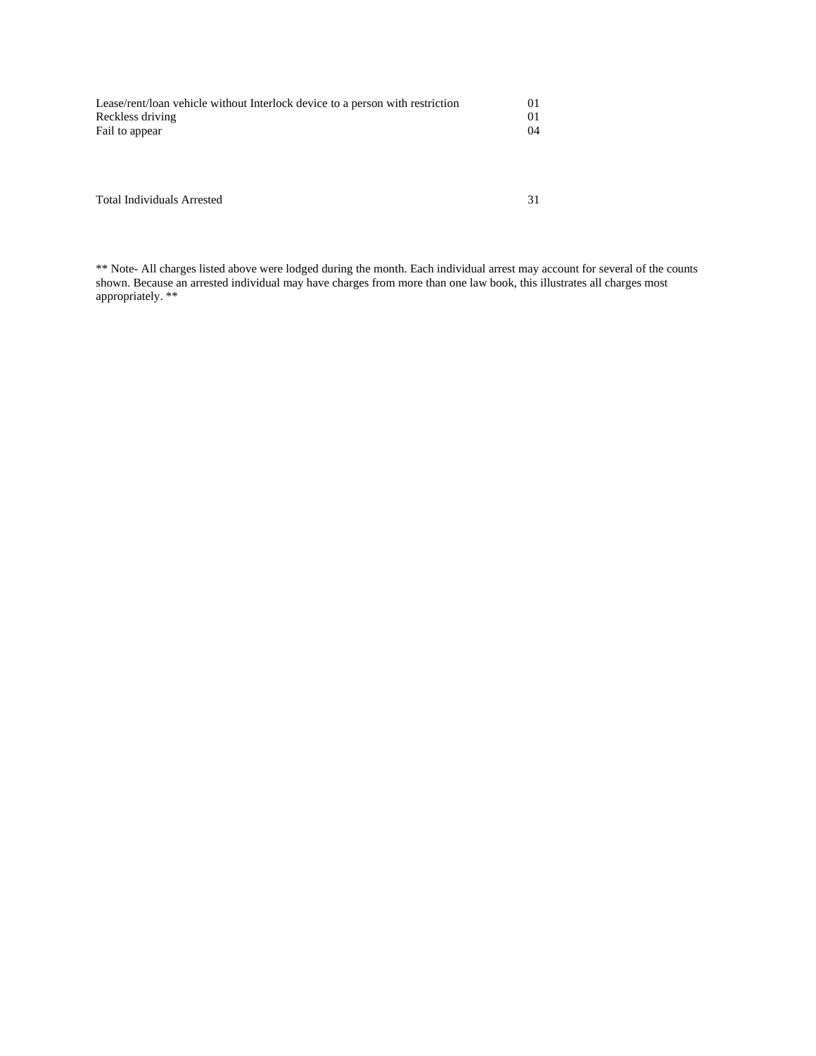| | |
|---|---|
| Lease/rent/loan vehicle without Interlock device to a person with restriction | 01 |
| Reckless driving | 01 |
| Fail to appear | 04 |

| | |
|---|---|
| Total Individuals Arrested | 31 |

** Note- All charges listed above were lodged during the month. Each individual arrest may account for several of the counts shown. Because an arrested individual may have charges from more than one law book, this illustrates all charges most appropriately. **